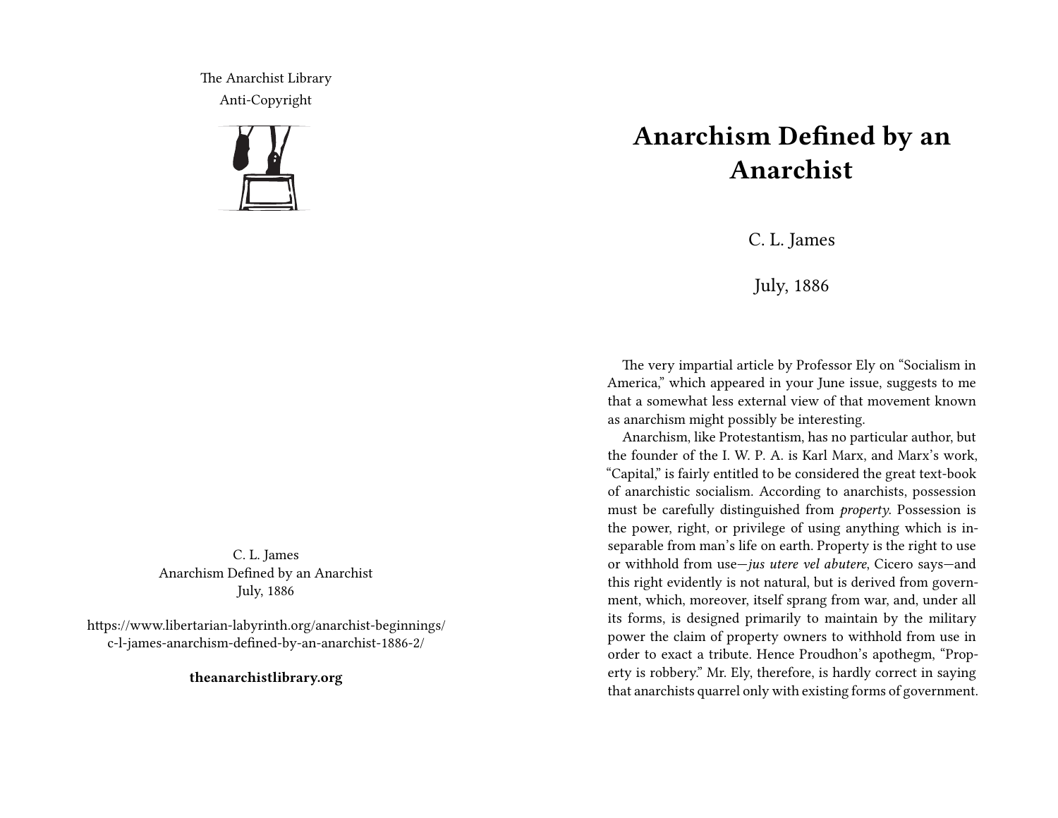The Anarchist Library
Anti-Copyright

C. L. James
Anarchism Defined by an Anarchist
July, 1886

https://www.libertarian-labyrinth.org/anarchist-beginnings/c-l-james-anarchism-defined-by-an-anarchist-1886-2/

**theanarchistlibrary.org**

# Anarchism Defined by an Anarchist

C. L. James

July, 1886

The very impartial article by Professor Ely on "Socialism in America," which appeared in your June issue, suggests to me that a somewhat less external view of that movement known as anarchism might possibly be interesting.

Anarchism, like Protestantism, has no particular author, but the founder of the I. W. P. A. is Karl Marx, and Marx's work, "Capital," is fairly entitled to be considered the great text-book of anarchistic socialism. According to anarchists, possession must be carefully distinguished from *property*. Possession is the power, right, or privilege of using anything which is inseparable from man's life on earth. Property is the right to use or withhold from use—*jus utere vel abutere*, Cicero says—and this right evidently is not natural, but is derived from government, which, moreover, itself sprang from war, and, under all its forms, is designed primarily to maintain by the military power the claim of property owners to withhold from use in order to exact a tribute. Hence Proudhon's apothegm, "Property is robbery." Mr. Ely, therefore, is hardly correct in saying that anarchists quarrel only with existing forms of government.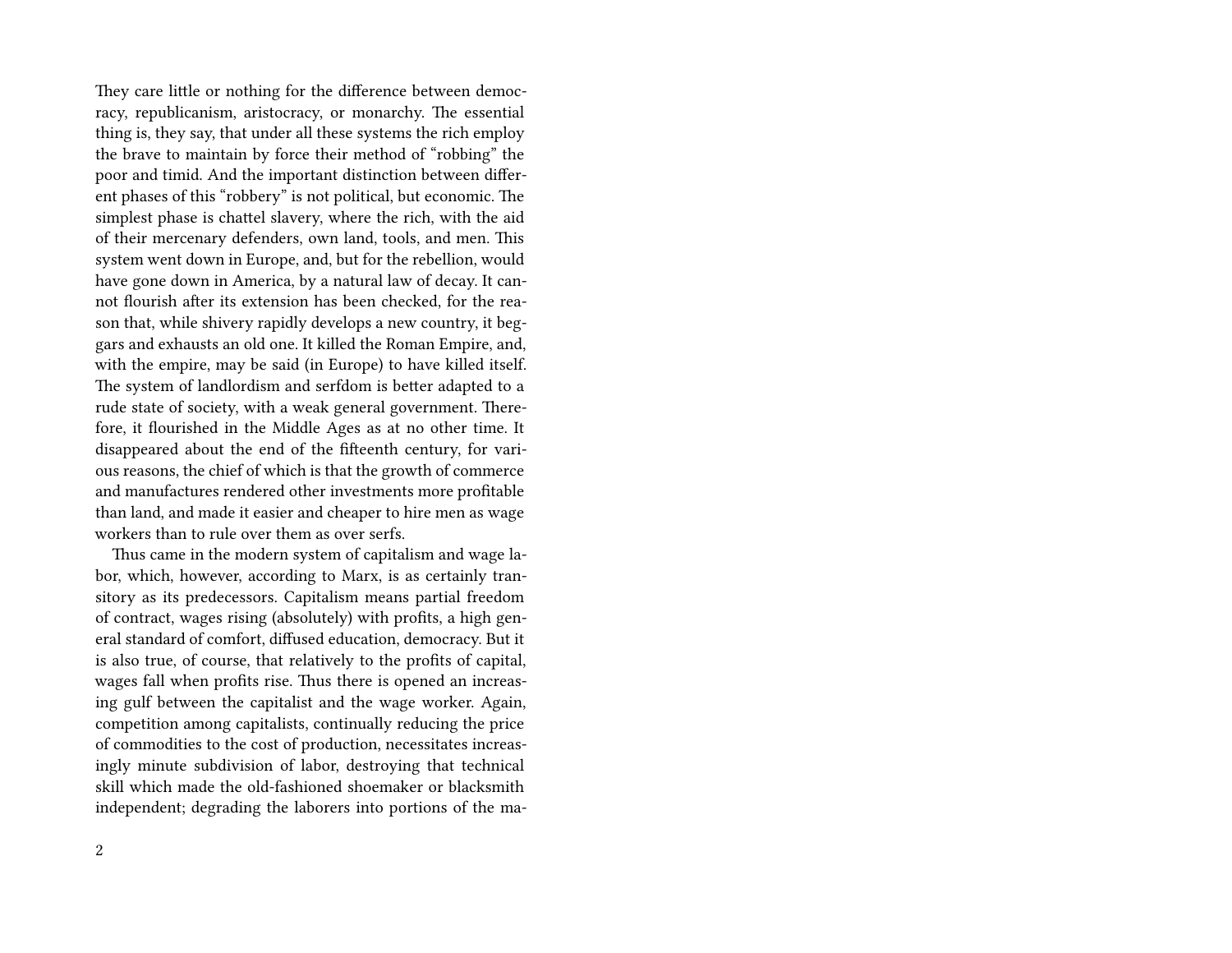They care little or nothing for the difference between democracy, republicanism, aristocracy, or monarchy. The essential thing is, they say, that under all these systems the rich employ the brave to maintain by force their method of "robbing" the poor and timid. And the important distinction between different phases of this "robbery" is not political, but economic. The simplest phase is chattel slavery, where the rich, with the aid of their mercenary defenders, own land, tools, and men. This system went down in Europe, and, but for the rebellion, would have gone down in America, by a natural law of decay. It cannot flourish after its extension has been checked, for the reason that, while shivery rapidly develops a new country, it beggars and exhausts an old one. It killed the Roman Empire, and, with the empire, may be said (in Europe) to have killed itself. The system of landlordism and serfdom is better adapted to a rude state of society, with a weak general government. Therefore, it flourished in the Middle Ages as at no other time. It disappeared about the end of the fifteenth century, for various reasons, the chief of which is that the growth of commerce and manufactures rendered other investments more profitable than land, and made it easier and cheaper to hire men as wage workers than to rule over them as over serfs.

Thus came in the modern system of capitalism and wage labor, which, however, according to Marx, is as certainly transitory as its predecessors. Capitalism means partial freedom of contract, wages rising (absolutely) with profits, a high general standard of comfort, diffused education, democracy. But it is also true, of course, that relatively to the profits of capital, wages fall when profits rise. Thus there is opened an increasing gulf between the capitalist and the wage worker. Again, competition among capitalists, continually reducing the price of commodities to the cost of production, necessitates increasingly minute subdivision of labor, destroying that technical skill which made the old-fashioned shoemaker or blacksmith independent; degrading the laborers into portions of the ma-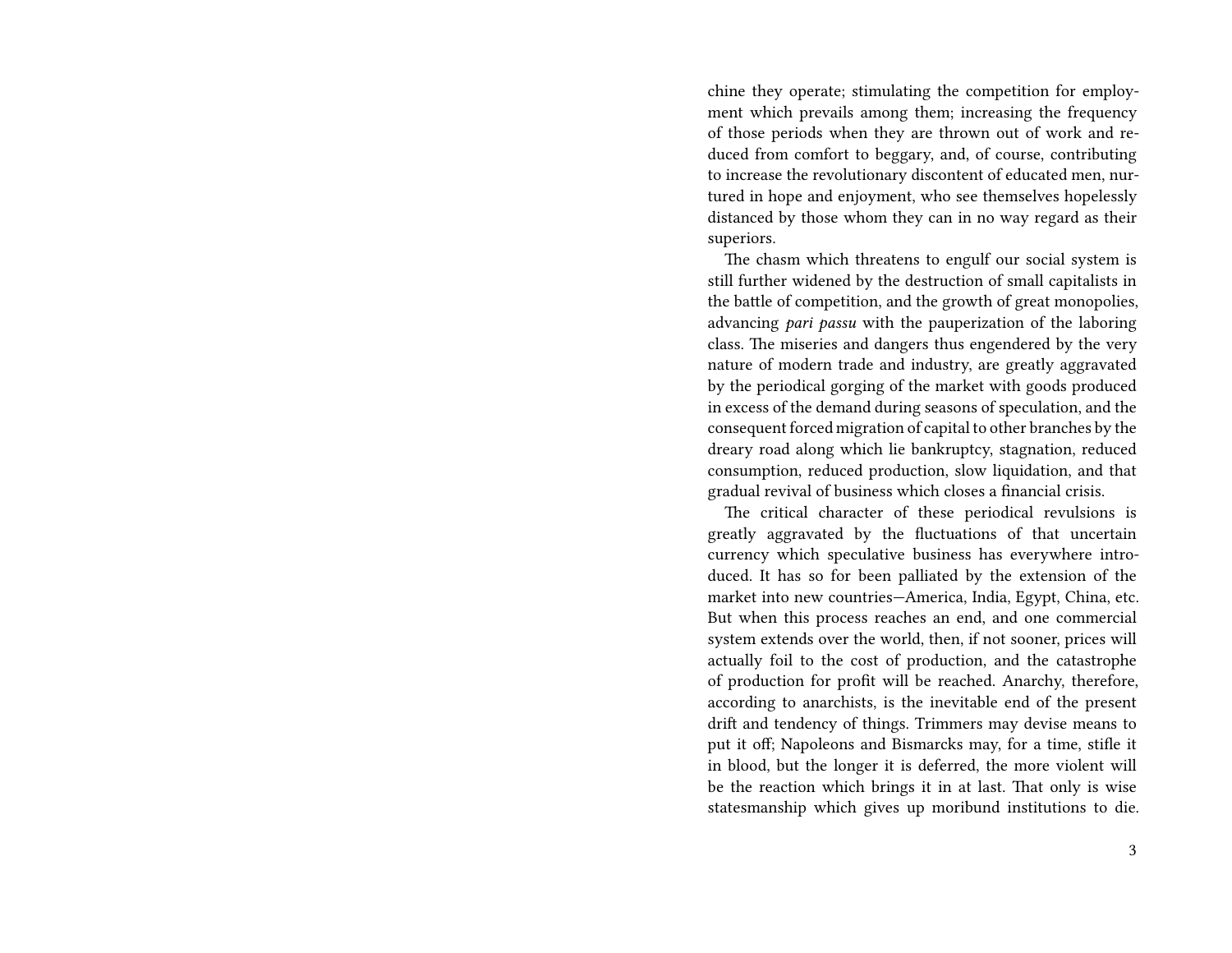chine they operate; stimulating the competition for employment which prevails among them; increasing the frequency of those periods when they are thrown out of work and reduced from comfort to beggary, and, of course, contributing to increase the revolutionary discontent of educated men, nurtured in hope and enjoyment, who see themselves hopelessly distanced by those whom they can in no way regard as their superiors.

The chasm which threatens to engulf our social system is still further widened by the destruction of small capitalists in the battle of competition, and the growth of great monopolies, advancing *pari passu* with the pauperization of the laboring class. The miseries and dangers thus engendered by the very nature of modern trade and industry, are greatly aggravated by the periodical gorging of the market with goods produced in excess of the demand during seasons of speculation, and the consequent forced migration of capital to other branches by the dreary road along which lie bankruptcy, stagnation, reduced consumption, reduced production, slow liquidation, and that gradual revival of business which closes a financial crisis.

The critical character of these periodical revulsions is greatly aggravated by the fluctuations of that uncertain currency which speculative business has everywhere introduced. It has so for been palliated by the extension of the market into new countries—America, India, Egypt, China, etc. But when this process reaches an end, and one commercial system extends over the world, then, if not sooner, prices will actually foil to the cost of production, and the catastrophe of production for profit will be reached. Anarchy, therefore, according to anarchists, is the inevitable end of the present drift and tendency of things. Trimmers may devise means to put it off; Napoleons and Bismarcks may, for a time, stifle it in blood, but the longer it is deferred, the more violent will be the reaction which brings it in at last. That only is wise statesmanship which gives up moribund institutions to die.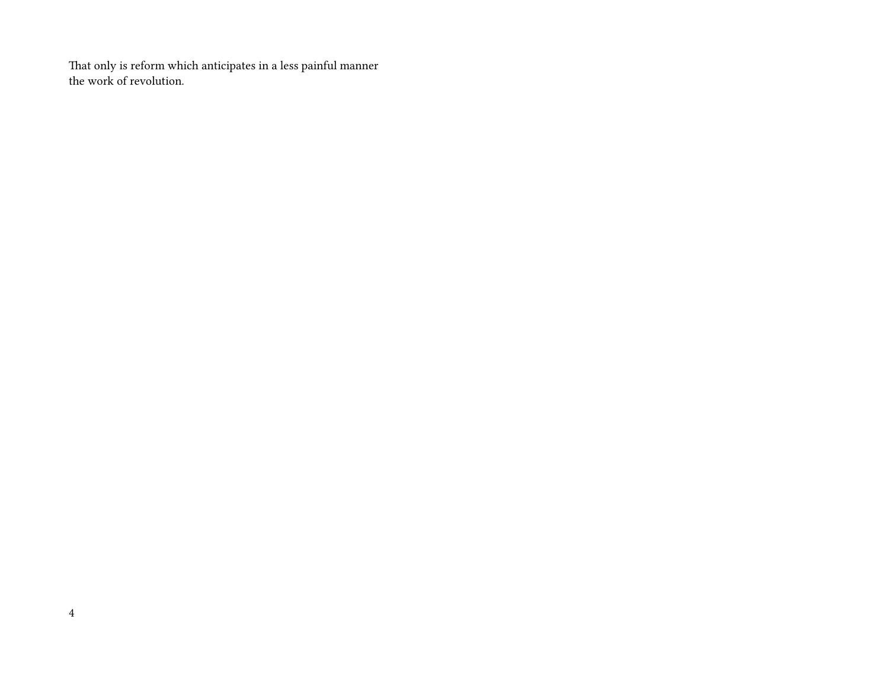That only is reform which anticipates in a less painful manner the work of revolution.